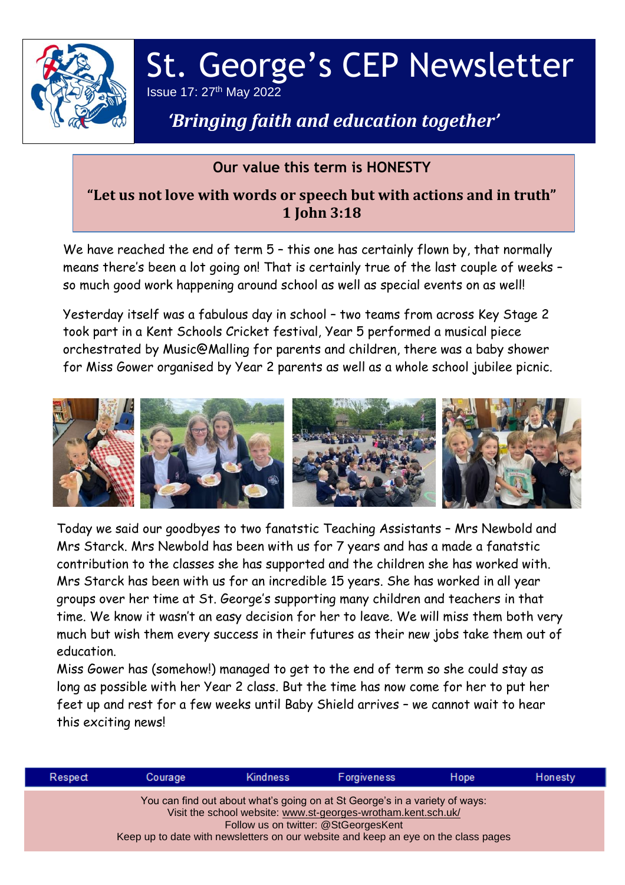# St. George's CEP Newsletter

Issue 17: 27th May 2022

*'Bringing faith and education together'*

**Our value this term is HONESTY**

**"Let us not love with words or speech but with actions and in truth"**
**1 John 3:18**

We have reached the end of term 5 – this one has certainly flown by, that normally means there's been a lot going on! That is certainly true of the last couple of weeks – so much good work happening around school as well as special events on as well!

Yesterday itself was a fabulous day in school – two teams from across Key Stage 2 took part in a Kent Schools Cricket festival, Year 5 performed a musical piece orchestrated by Music@Malling for parents and children, there was a baby shower for Miss Gower organised by Year 2 parents as well as a whole school jubilee picnic.

Today we said our goodbyes to two fanatstic Teaching Assistants – Mrs Newbold and Mrs Starck. Mrs Newbold has been with us for 7 years and has a made a fanatstic contribution to the classes she has supported and the children she has worked with. Mrs Starck has been with us for an incredible 15 years. She has worked in all year groups over her time at St. George's supporting many children and teachers in that time. We know it wasn't an easy decision for her to leave. We will miss them both very much but wish them every success in their futures as their new jobs take them out of education.

Miss Gower has (somehow!) managed to get to the end of term so she could stay as long as possible with her Year 2 class. But the time has now come for her to put her feet up and rest for a few weeks until Baby Shield arrives – we cannot wait to hear this exciting news!

Respect | Courage | Kindness | Forgiveness | Hope | Honesty

You can find out about what's going on at St George's in a variety of ways:
Visit the school website: www.st-georges-wrotham.kent.sch.uk/
Follow us on twitter: @StGeorgesKent
Keep up to date with newsletters on our website and keep an eye on the class pages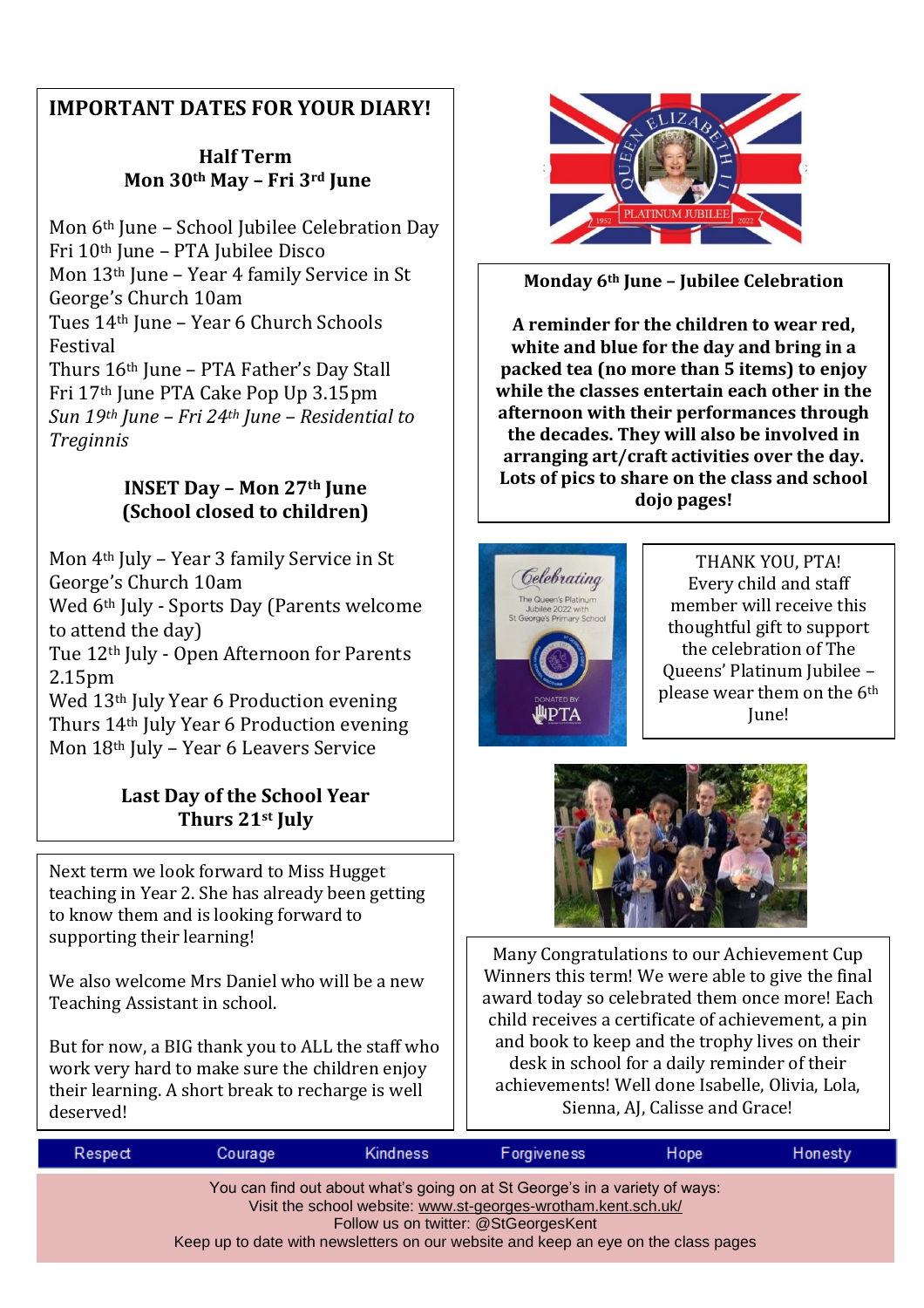## IMPORTANT DATES FOR YOUR DIARY!

**Half Term**
**Mon 30th May – Fri 3rd June**

Mon 6th June – School Jubilee Celebration Day
Fri 10th June – PTA Jubilee Disco
Mon 13th June – Year 4 family Service in St George's Church 10am
Tues 14th June – Year 6 Church Schools Festival
Thurs 16th June – PTA Father's Day Stall
Fri 17th June PTA Cake Pop Up 3.15pm
*Sun 19th June – Fri 24th June – Residential to Treginnis*

**INSET Day – Mon 27th June**
**(School closed to children)**

Mon 4th July – Year 3 family Service in St George's Church 10am
Wed 6th July - Sports Day (Parents welcome to attend the day)
Tue 12th July - Open Afternoon for Parents 2.15pm
Wed 13th July Year 6 Production evening
Thurs 14th July Year 6 Production evening
Mon 18th July – Year 6 Leavers Service

**Last Day of the School Year**
**Thurs 21st July**

Next term we look forward to Miss Hugget teaching in Year 2. She has already been getting to know them and is looking forward to supporting their learning!

We also welcome Mrs Daniel who will be a new Teaching Assistant in school.

But for now, a BIG thank you to ALL the staff who work very hard to make sure the children enjoy their learning. A short break to recharge is well deserved!

**Monday 6th June – Jubilee Celebration**

**A reminder for the children to wear red, white and blue for the day and bring in a packed tea (no more than 5 items) to enjoy while the classes entertain each other in the afternoon with their performances through the decades. They will also be involved in arranging art/craft activities over the day. Lots of pics to share on the class and school dojo pages!**

THANK YOU, PTA!
Every child and staff member will receive this thoughtful gift to support the celebration of The Queens' Platinum Jubilee – please wear them on the 6th June!

Many Congratulations to our Achievement Cup Winners this term! We were able to give the final award today so celebrated them once more! Each child receives a certificate of achievement, a pin and book to keep and the trophy lives on their desk in school for a daily reminder of their achievements! Well done Isabelle, Olivia, Lola, Sienna, AJ, Calisse and Grace!

Respect | Courage | Kindness | Forgiveness | Hope | Honesty

You can find out about what's going on at St George's in a variety of ways:
Visit the school website: www.st-georges-wrotham.kent.sch.uk/
Follow us on twitter: @StGeorgesKent
Keep up to date with newsletters on our website and keep an eye on the class pages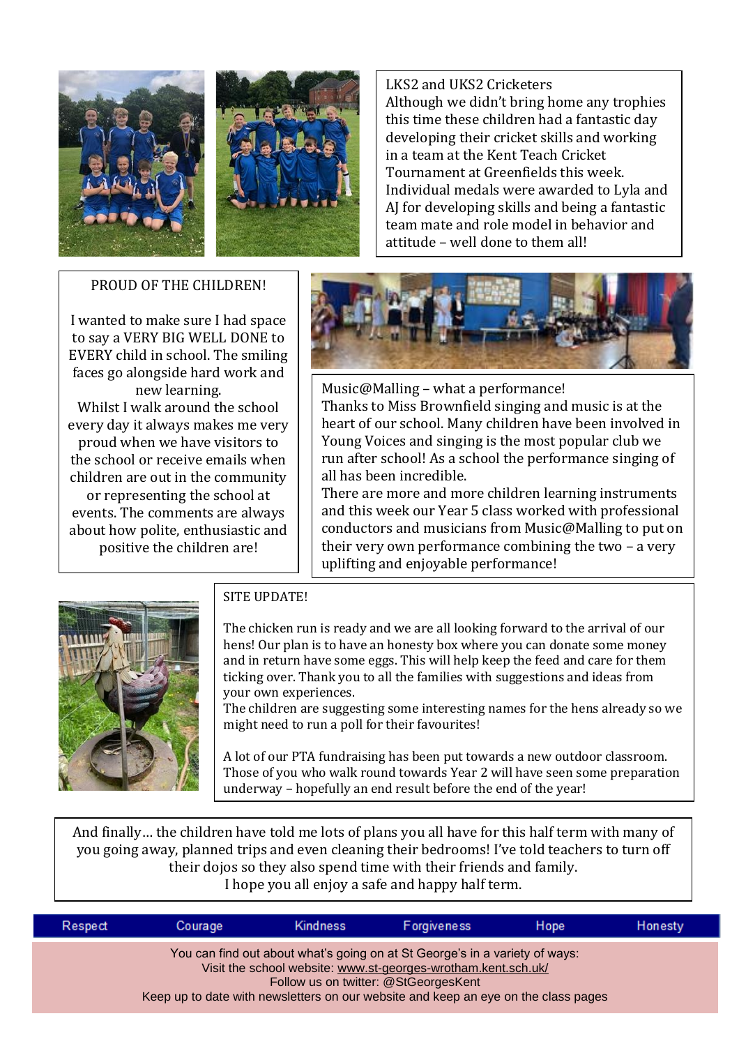## LKS2 and UKS2 Cricketers

Although we didn't bring home any trophies this time these children had a fantastic day developing their cricket skills and working in a team at the Kent Teach Cricket Tournament at Greenfields this week. Individual medals were awarded to Lyla and AJ for developing skills and being a fantastic team mate and role model in behavior and attitude – well done to them all!

## PROUD OF THE CHILDREN!

I wanted to make sure I had space to say a VERY BIG WELL DONE to EVERY child in school. The smiling faces go alongside hard work and new learning.

Whilst I walk around the school every day it always makes me very proud when we have visitors to the school or receive emails when children are out in the community or representing the school at events. The comments are always about how polite, enthusiastic and positive the children are!

## Music@Malling – what a performance!

Thanks to Miss Brownfield singing and music is at the heart of our school. Many children have been involved in Young Voices and singing is the most popular club we run after school! As a school the performance singing of all has been incredible.

There are more and more children learning instruments and this week our Year 5 class worked with professional conductors and musicians from Music@Malling to put on their very own performance combining the two – a very uplifting and enjoyable performance!

## SITE UPDATE!

The chicken run is ready and we are all looking forward to the arrival of our hens! Our plan is to have an honesty box where you can donate some money and in return have some eggs. This will help keep the feed and care for them ticking over. Thank you to all the families with suggestions and ideas from your own experiences.

The children are suggesting some interesting names for the hens already so we might need to run a poll for their favourites!

A lot of our PTA fundraising has been put towards a new outdoor classroom. Those of you who walk round towards Year 2 will have seen some preparation underway – hopefully an end result before the end of the year!

And finally… the children have told me lots of plans you all have for this half term with many of you going away, planned trips and even cleaning their bedrooms! I've told teachers to turn off their dojos so they also spend time with their friends and family.

I hope you all enjoy a safe and happy half term.

Respect | Courage | Kindness | Forgiveness | Hope | Honesty

You can find out about what's going on at St George's in a variety of ways:
Visit the school website: www.st-georges-wrotham.kent.sch.uk/
Follow us on twitter: @StGeorgesKent
Keep up to date with newsletters on our website and keep an eye on the class pages